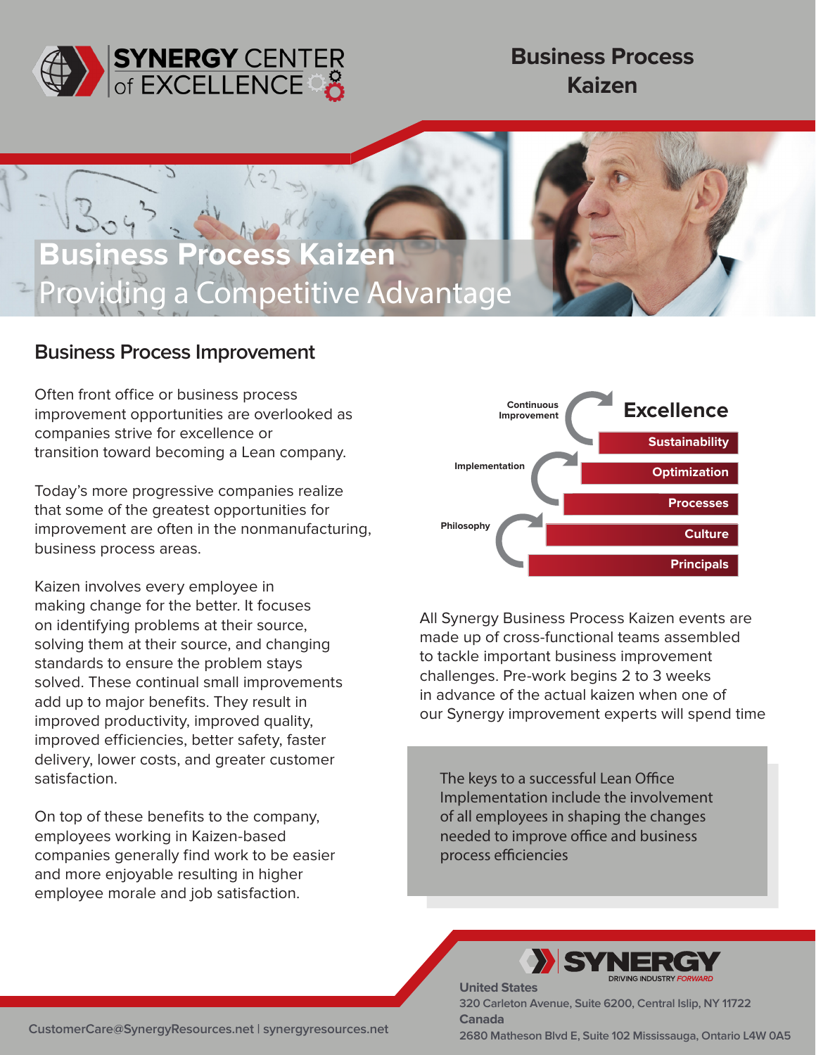# Business Process Kaizen

## Business Process Kaizen
Providing a Competitive Advantage

### Business Process Improvement

Often front office or business process improvement opportunities are overlooked as companies strive for excellence or transition toward becoming a Lean company.

Today's more progressive companies realize that some of the greatest opportunities for improvement are often in the nonmanufacturing, business process areas.

Kaizen involves every employee in making change for the better. It focuses on identifying problems at their source, solving them at their source, and changing standards to ensure the problem stays solved. These continual small improvements add up to major benefits. They result in improved productivity, improved quality, improved efficiencies, better safety, faster delivery, lower costs, and greater customer satisfaction.

On top of these benefits to the company, employees working in Kaizen-based companies generally find work to be easier and more enjoyable resulting in higher employee morale and job satisfaction.

Continuous Improvement
Excellence
Sustainability
Implementation
Optimization
Processes
Philosophy
Culture
Principals

All Synergy Business Process Kaizen events are made up of cross-functional teams assembled to tackle important business improvement challenges. Pre-work begins 2 to 3 weeks in advance of the actual kaizen when one of our Synergy improvement experts will spend time

> The keys to a successful Lean Office Implementation include the involvement of all employees in shaping the changes needed to improve office and business process efficiencies

CustomerCare@SynergyResources.net | synergyresources.net

**United States**
320 Carleton Avenue, Suite 6200, Central Islip, NY 11722
**Canada**
2680 Matheson Blvd E, Suite 102 Mississauga, Ontario L4W 0A5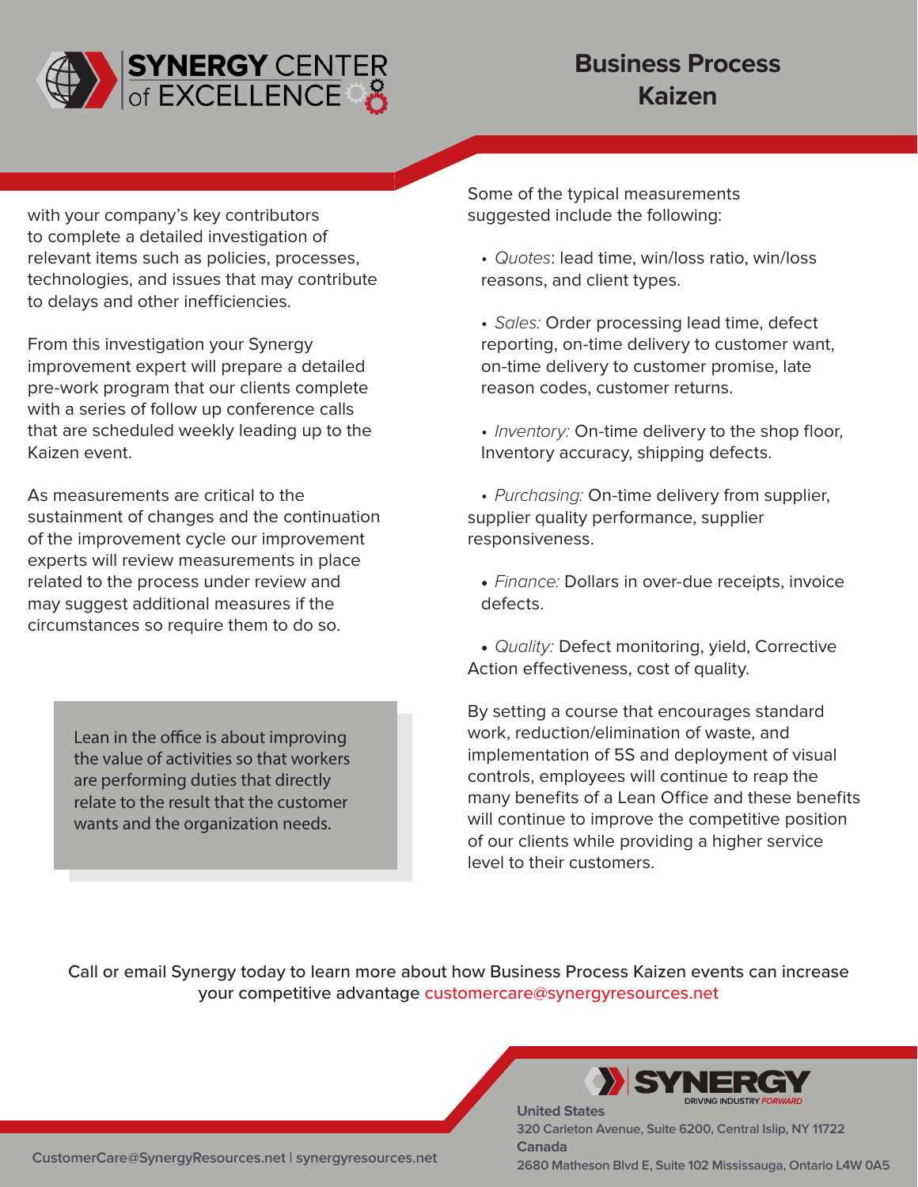# Business Process Kaizen

with your company's key contributors to complete a detailed investigation of relevant items such as policies, processes, technologies, and issues that may contribute to delays and other inefficiencies.

From this investigation your Synergy improvement expert will prepare a detailed pre-work program that our clients complete with a series of follow up conference calls that are scheduled weekly leading up to the Kaizen event.

As measurements are critical to the sustainment of changes and the continuation of the improvement cycle our improvement experts will review measurements in place related to the process under review and may suggest additional measures if the circumstances so require them to do so.

> Lean in the office is about improving the value of activities so that workers are performing duties that directly relate to the result that the customer wants and the organization needs.

Some of the typical measurements suggested include the following:

- *Quotes*: lead time, win/loss ratio, win/loss reasons, and client types.
- *Sales:* Order processing lead time, defect reporting, on-time delivery to customer want, on-time delivery to customer promise, late reason codes, customer returns.
- *Inventory:* On-time delivery to the shop floor, Inventory accuracy, shipping defects.
- *Purchasing:* On-time delivery from supplier, supplier quality performance, supplier responsiveness.
- *Finance:* Dollars in over-due receipts, invoice defects.
- *Quality:* Defect monitoring, yield, Corrective Action effectiveness, cost of quality.

By setting a course that encourages standard work, reduction/elimination of waste, and implementation of 5S and deployment of visual controls, employees will continue to reap the many benefits of a Lean Office and these benefits will continue to improve the competitive position of our clients while providing a higher service level to their customers.

Call or email Synergy today to learn more about how Business Process Kaizen events can increase your competitive advantage customercare@synergyresources.net

SYNERGY
DRIVING INDUSTRY FORWARD

**United States**
320 Carleton Avenue, Suite 6200, Central Islip, NY 11722
**Canada**
2680 Matheson Blvd E, Suite 102 Mississauga, Ontario L4W 0A5

CustomerCare@SynergyResources.net | synergyresources.net